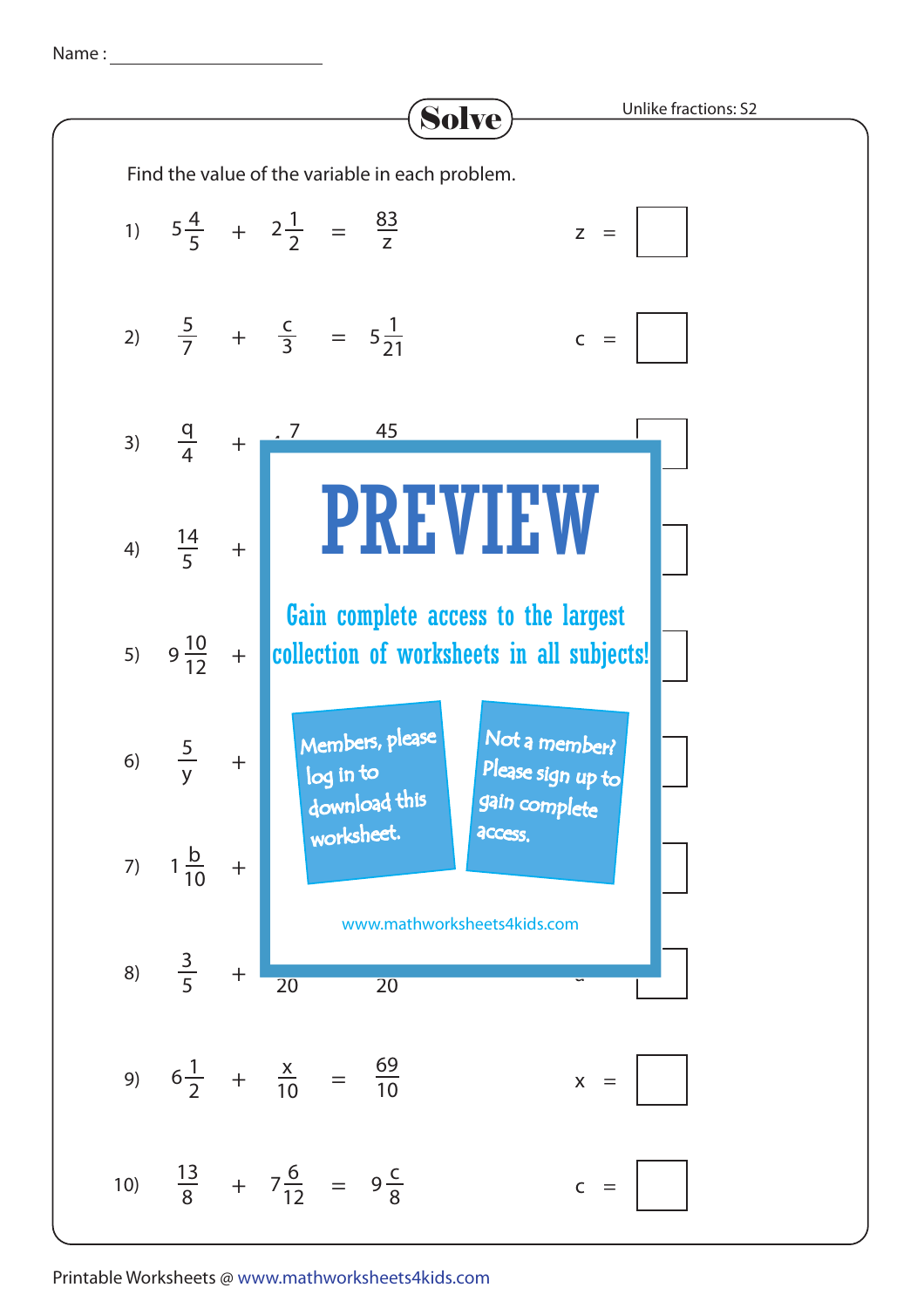Name : ____________________

# Solve

Unlike fractions: S2

Find the value of the variable in each problem.

1) $5\frac{4}{5} + 2\frac{1}{2} = \frac{83}{z}$  z = ☐

2) $\frac{5}{7} + \frac{c}{3} = 5\frac{1}{21}$  c = ☐

3) $\frac{q}{4} + $ ... $7$ ... $45$  ☐

4) $\frac{14}{5} + $ ...  ☐

5) $9\frac{10}{12} + $ ...  ☐

6) $\frac{5}{y} + $ ...  ☐

7) $1\frac{b}{10} + $ ...  ☐

8) $\frac{3}{5} + $ ... $20$ ... $20$  ☐

9) $6\frac{1}{2} + \frac{x}{10} = \frac{69}{10}$  x = ☐

10) $\frac{13}{8} + 7\frac{6}{12} = 9\frac{c}{8}$  c = ☐

**PREVIEW**

Gain complete access to the largest collection of worksheets in all subjects!

Members, please log in to download this worksheet.

Not a member? Please sign up to gain complete access.

www.mathworksheets4kids.com

Printable Worksheets @ www.mathworksheets4kids.com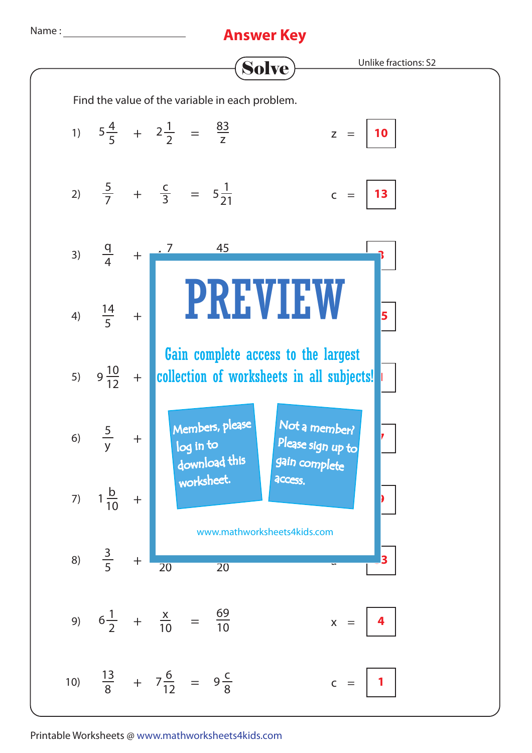Name : ____________________

**Answer Key**

# Solve

Unlike fractions: S2

Find the value of the variable in each problem.

1) $5\frac{4}{5} + 2\frac{1}{2} = \frac{83}{z}$ $z =$ **10**

2) $\frac{5}{7} + \frac{c}{3} = 5\frac{1}{21}$ $c =$ **13**

3) $\frac{q}{4} +$ ... $7$ ... $45$ ... **3**

4) $\frac{14}{5} +$ ... **5**

5) $9\frac{10}{12} +$ ...

6) $\frac{5}{y} +$ ... **7**

7) $1\frac{b}{10} +$ ...

8) $\frac{3}{5} +$ ... $20$ ... $20$ ... **3**

9) $6\frac{1}{2} + \frac{x}{10} = \frac{69}{10}$ $x =$ **4**

10) $\frac{13}{8} + 7\frac{6}{12} = 9\frac{c}{8}$ $c =$ **1**

PREVIEW

Gain complete access to the largest collection of worksheets in all subjects!

Members, please log in to download this worksheet.

Not a member? Please sign up to gain complete access.

www.mathworksheets4kids.com

Printable Worksheets @ www.mathworksheets4kids.com